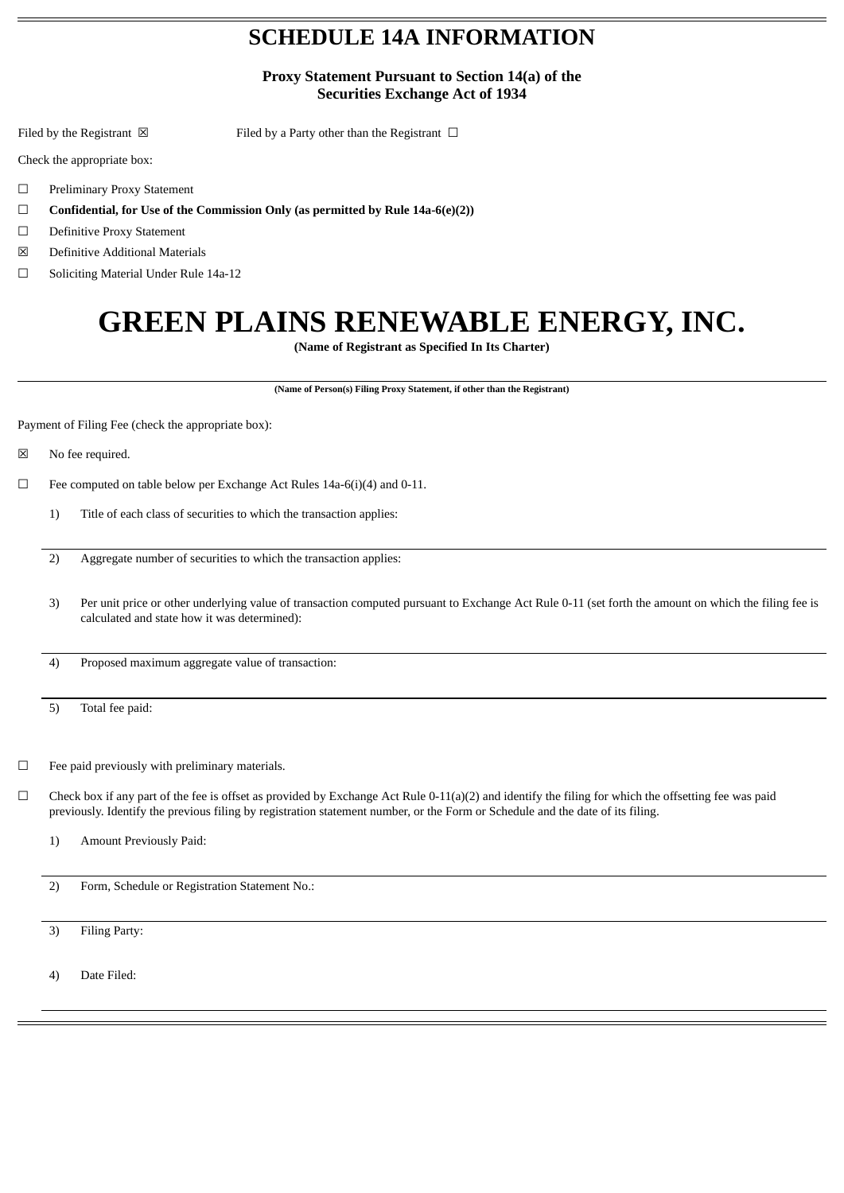# SCHEDULE 14A INFORMATION

**Proxy Statement Pursuant to Section 14(a) of the Securities Exchange Act of 1934**

Filed by the Registrant ☒ Filed by a Party other than the Registrant ☐

Check the appropriate box:

☐ Preliminary Proxy Statement

☐ **Confidential, for Use of the Commission Only (as permitted by Rule 14a-6(e)(2))**

☐ Definitive Proxy Statement

☒ Definitive Additional Materials

☐ Soliciting Material Under Rule 14a-12

# GREEN PLAINS RENEWABLE ENERGY, INC.

**(Name of Registrant as Specified In Its Charter)**

**(Name of Person(s) Filing Proxy Statement, if other than the Registrant)**

Payment of Filing Fee (check the appropriate box):

☒ No fee required.

☐ Fee computed on table below per Exchange Act Rules 14a-6(i)(4) and 0-11.

1) Title of each class of securities to which the transaction applies:

2) Aggregate number of securities to which the transaction applies:

3) Per unit price or other underlying value of transaction computed pursuant to Exchange Act Rule 0-11 (set forth the amount on which the filing fee is calculated and state how it was determined):

4) Proposed maximum aggregate value of transaction:

5) Total fee paid:

☐ Fee paid previously with preliminary materials.

☐ Check box if any part of the fee is offset as provided by Exchange Act Rule 0-11(a)(2) and identify the filing for which the offsetting fee was paid previously. Identify the previous filing by registration statement number, or the Form or Schedule and the date of its filing.

1) Amount Previously Paid:

2) Form, Schedule or Registration Statement No.:

3) Filing Party:

4) Date Filed: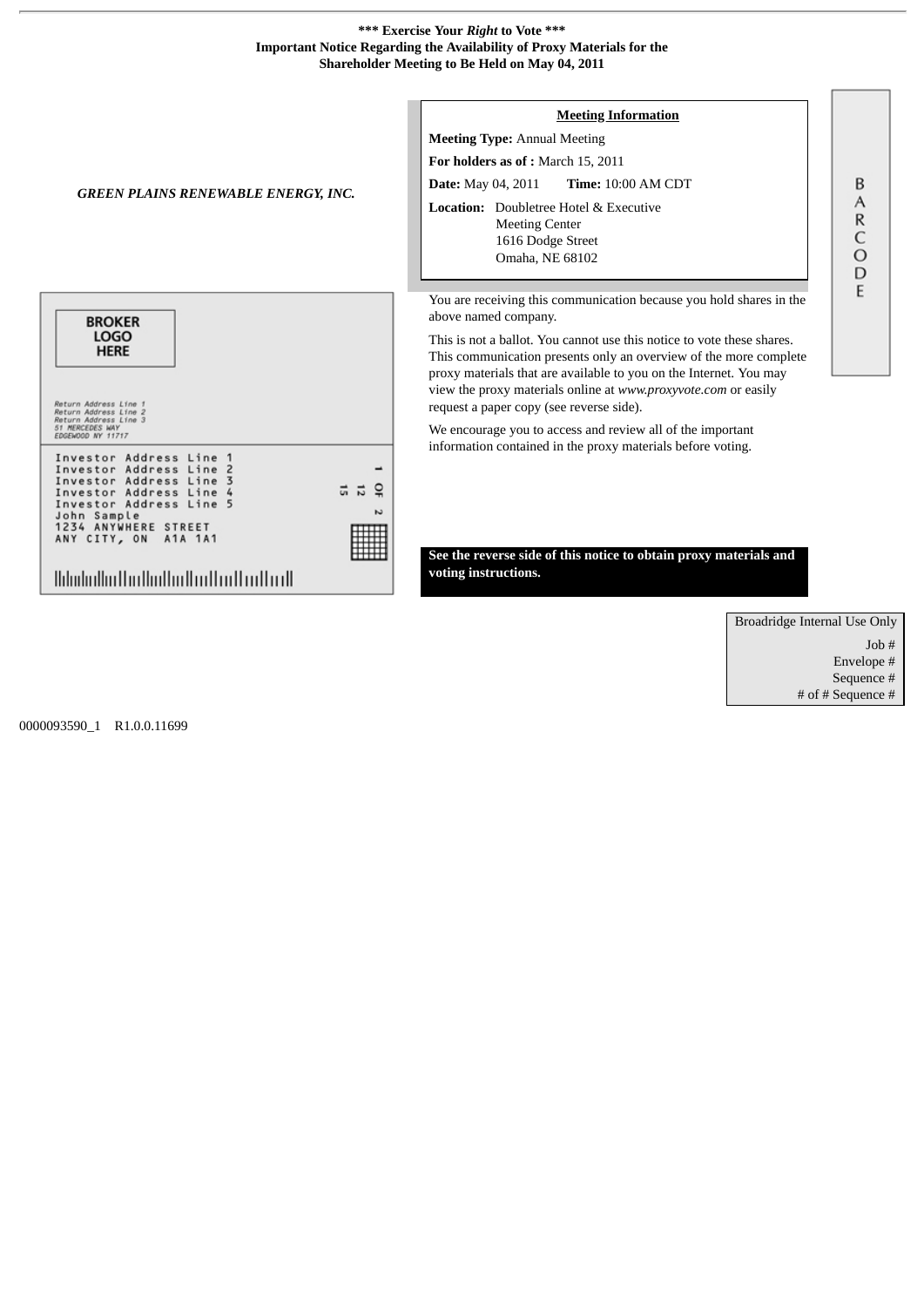**\*\*\* Exercise Your *Right* to Vote \*\*\***
**Important Notice Regarding the Availability of Proxy Materials for the Shareholder Meeting to Be Held on May 04, 2011**

***GREEN PLAINS RENEWABLE ENERGY, INC.***

**Meeting Information**

**Meeting Type:** Annual Meeting

**For holders as of :** March 15, 2011

**Date:** May 04, 2011 **Time:** 10:00 AM CDT

**Location:** Doubletree Hotel & Executive Meeting Center
1616 Dodge Street
Omaha, NE 68102

BROKER LOGO HERE

Return Address Line 1
Return Address Line 2
Return Address Line 3
51 MERCEDES WAY
EDGEWOOD NY 11717

Investor Address Line 1
Investor Address Line 2
Investor Address Line 3
Investor Address Line 4
Investor Address Line 5
John Sample
1234 ANYWHERE STREET
ANY CITY, ON A1A 1A1

1 OF 2
12
15

You are receiving this communication because you hold shares in the above named company.

This is not a ballot. You cannot use this notice to vote these shares. This communication presents only an overview of the more complete proxy materials that are available to you on the Internet. You may view the proxy materials online at *www.proxyvote.com* or easily request a paper copy (see reverse side).

We encourage you to access and review all of the important information contained in the proxy materials before voting.

**See the reverse side of this notice to obtain proxy materials and voting instructions.**

BARCODE

| Broadridge Internal Use Only |
|---|
| Job # |
| Envelope # |
| Sequence # |
| # of # Sequence # |

0000093590_1 R1.0.0.11699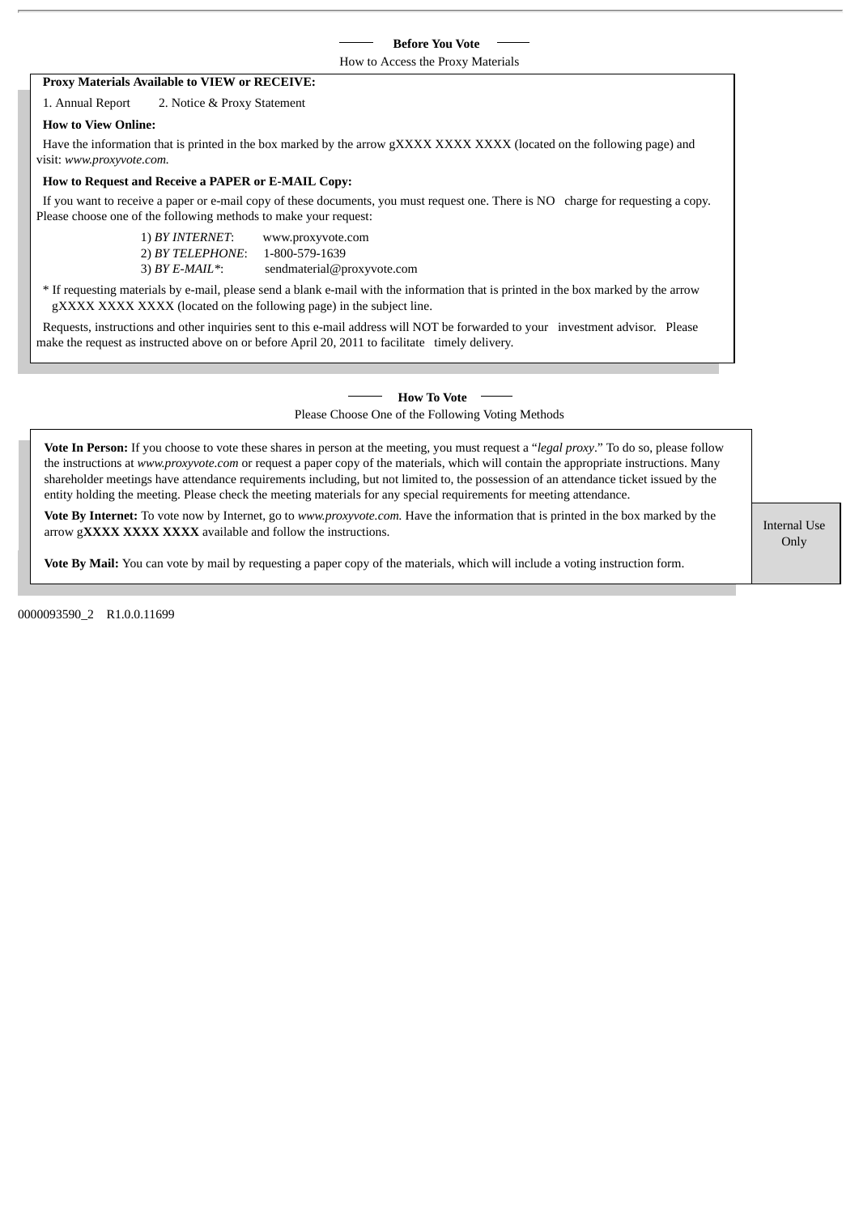## Before You Vote

How to Access the Proxy Materials

**Proxy Materials Available to VIEW or RECEIVE:**

1. Annual Report 2. Notice & Proxy Statement

**How to View Online:**

Have the information that is printed in the box marked by the arrow gXXXX XXXX XXXX (located on the following page) and visit: *www.proxyvote.com.*

**How to Request and Receive a PAPER or E-MAIL Copy:**

If you want to receive a paper or e-mail copy of these documents, you must request one. There is NO charge for requesting a copy. Please choose one of the following methods to make your request:

1) *BY INTERNET*: www.proxyvote.com
2) *BY TELEPHONE*: 1-800-579-1639
3) *BY E-MAIL**: sendmaterial@proxyvote.com

* If requesting materials by e-mail, please send a blank e-mail with the information that is printed in the box marked by the arrow gXXXX XXXX XXXX (located on the following page) in the subject line.

Requests, instructions and other inquiries sent to this e-mail address will NOT be forwarded to your investment advisor. Please make the request as instructed above on or before April 20, 2011 to facilitate timely delivery.

## How To Vote

Please Choose One of the Following Voting Methods

**Vote In Person:** If you choose to vote these shares in person at the meeting, you must request a "*legal proxy*." To do so, please follow the instructions at *www.proxyvote.com* or request a paper copy of the materials, which will contain the appropriate instructions. Many shareholder meetings have attendance requirements including, but not limited to, the possession of an attendance ticket issued by the entity holding the meeting. Please check the meeting materials for any special requirements for meeting attendance.

**Vote By Internet:** To vote now by Internet, go to *www.proxyvote.com.* Have the information that is printed in the box marked by the arrow g**XXXX XXXX XXXX** available and follow the instructions.

**Vote By Mail:** You can vote by mail by requesting a paper copy of the materials, which will include a voting instruction form.

Internal Use Only

0000093590_2 R1.0.0.11699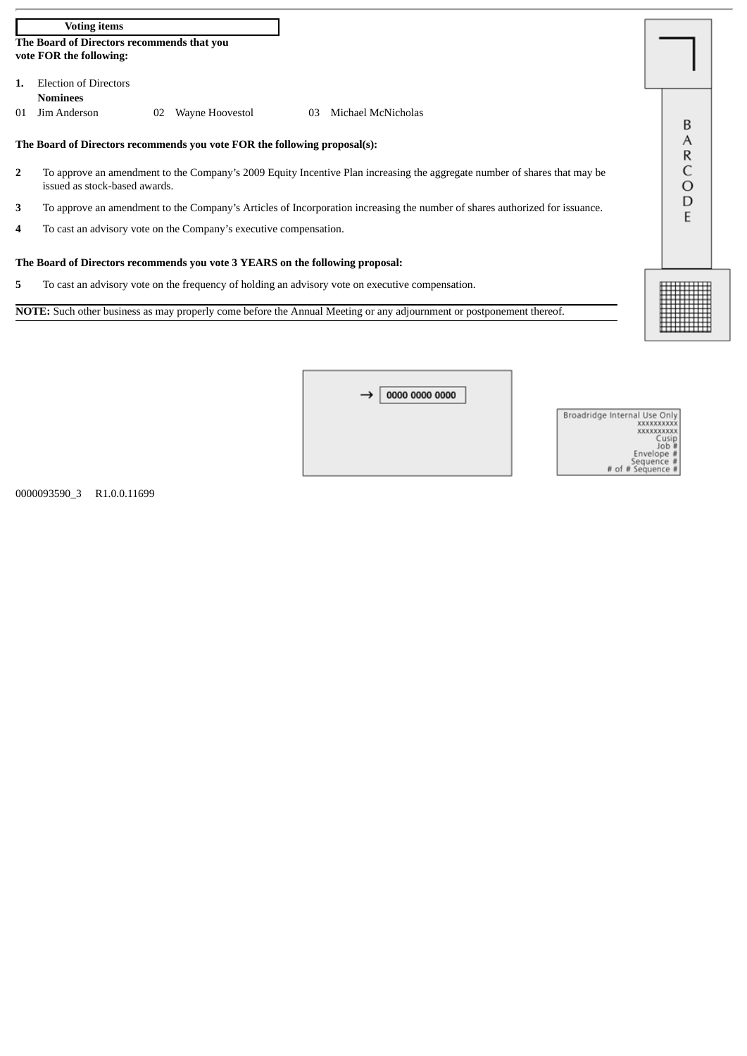**Voting items**

**The Board of Directors recommends that you vote FOR the following:**

**1.** Election of Directors

**Nominees**

01 Jim Anderson 02 Wayne Hoovestol 03 Michael McNicholas

**The Board of Directors recommends you vote FOR the following proposal(s):**

**2** To approve an amendment to the Company's 2009 Equity Incentive Plan increasing the aggregate number of shares that may be issued as stock-based awards.

**3** To approve an amendment to the Company's Articles of Incorporation increasing the number of shares authorized for issuance.

**4** To cast an advisory vote on the Company's executive compensation.

**The Board of Directors recommends you vote 3 YEARS on the following proposal:**

**5** To cast an advisory vote on the frequency of holding an advisory vote on executive compensation.

**NOTE:** Such other business as may properly come before the Annual Meeting or any adjournment or postponement thereof.

BARCODE

→ 0000 0000 0000

Broadridge Internal Use Only
xxxxxxxxxx
xxxxxxxxxx
Cusip
Job #
Envelope #
Sequence #
# of # Sequence #

0000093590_3 R1.0.0.11699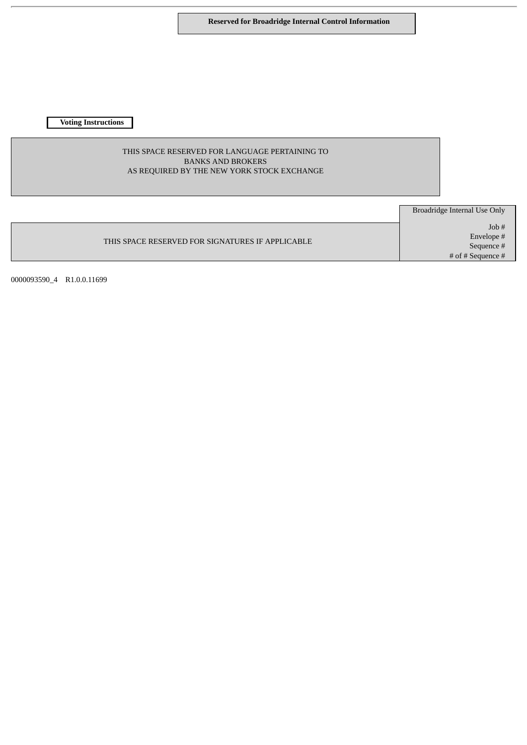**Reserved for Broadridge Internal Control Information**

**Voting Instructions**

THIS SPACE RESERVED FOR LANGUAGE PERTAINING TO
BANKS AND BROKERS
AS REQUIRED BY THE NEW YORK STOCK EXCHANGE

Broadridge Internal Use Only

Job #
Envelope #
Sequence #
# of # Sequence #

THIS SPACE RESERVED FOR SIGNATURES IF APPLICABLE

0000093590_4 R1.0.0.11699